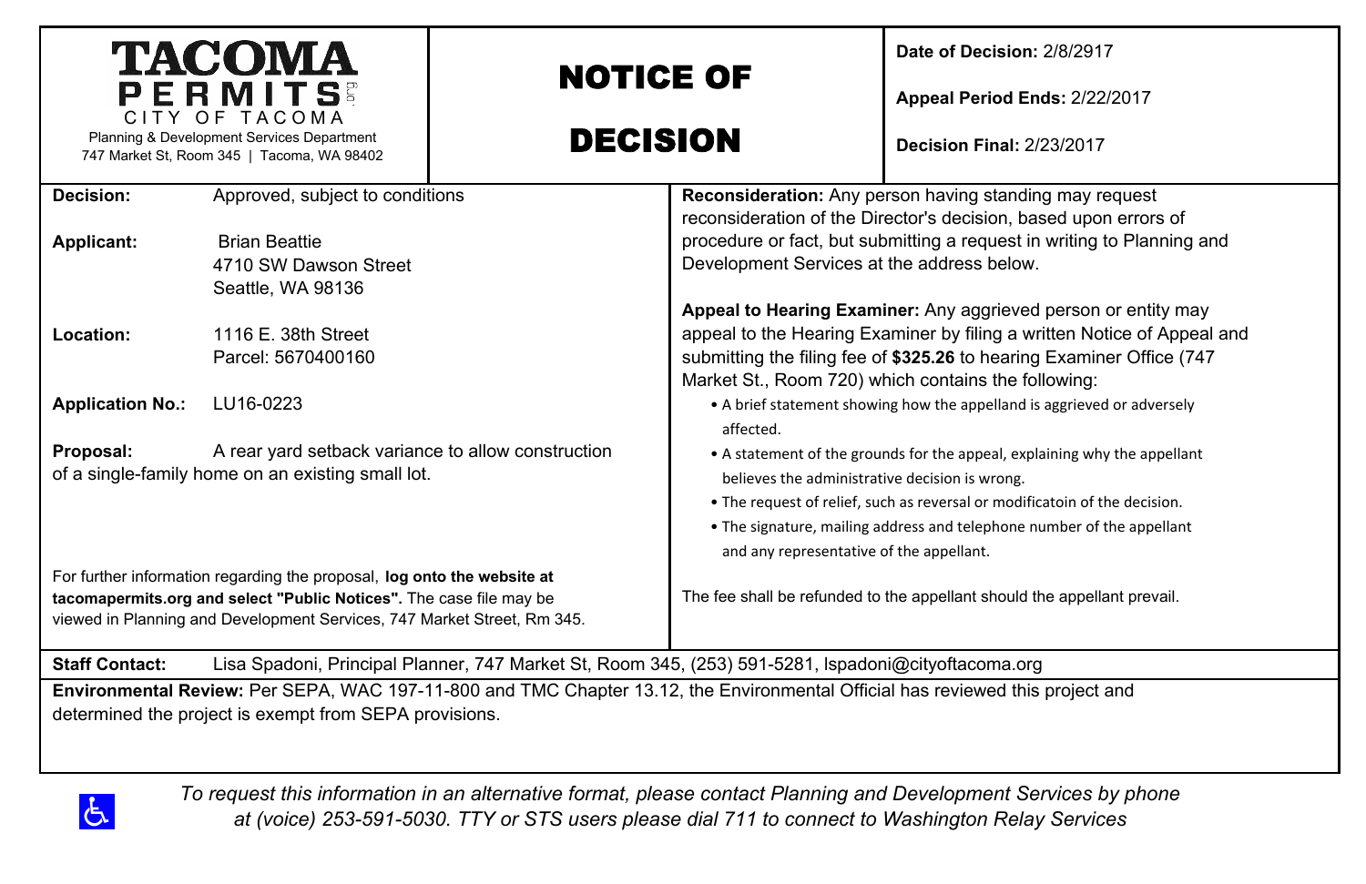**TACOMA PERMITS**
CITY OF TACOMA
Planning & Development Services Department
747 Market St, Room 345 | Tacoma, WA 98402

# NOTICE OF DECISION

**Date of Decision:** 2/8/2917

**Appeal Period Ends:** 2/22/2017

**Decision Final:** 2/23/2017

**Decision:** Approved, subject to conditions

**Applicant:** Brian Beattie
4710 SW Dawson Street
Seattle, WA 98136

**Location:** 1116 E. 38th Street
Parcel: 5670400160

**Application No.:** LU16-0223

**Proposal:** A rear yard setback variance to allow construction of a single-family home on an existing small lot.

For further information regarding the proposal, **log onto the website at tacomapermits.org and select "Public Notices".** The case file may be viewed in Planning and Development Services, 747 Market Street, Rm 345.

**Reconsideration:** Any person having standing may request reconsideration of the Director's decision, based upon errors of procedure or fact, but submitting a request in writing to Planning and Development Services at the address below.

**Appeal to Hearing Examiner:** Any aggrieved person or entity may appeal to the Hearing Examiner by filing a written Notice of Appeal and submitting the filing fee of **$325.26** to hearing Examiner Office (747 Market St., Room 720) which contains the following:

- A brief statement showing how the appelland is aggrieved or adversely affected.
- A statement of the grounds for the appeal, explaining why the appellant believes the administrative decision is wrong.
- The request of relief, such as reversal or modificatoin of the decision.
- The signature, mailing address and telephone number of the appellant and any representative of the appellant.

The fee shall be refunded to the appellant should the appellant prevail.

**Staff Contact:** Lisa Spadoni, Principal Planner, 747 Market St, Room 345, (253) 591-5281, lspadoni@cityoftacoma.org

**Environmental Review:** Per SEPA, WAC 197-11-800 and TMC Chapter 13.12, the Environmental Official has reviewed this project and determined the project is exempt from SEPA provisions.

*To request this information in an alternative format, please contact Planning and Development Services by phone at (voice) 253-591-5030. TTY or STS users please dial 711 to connect to Washington Relay Services*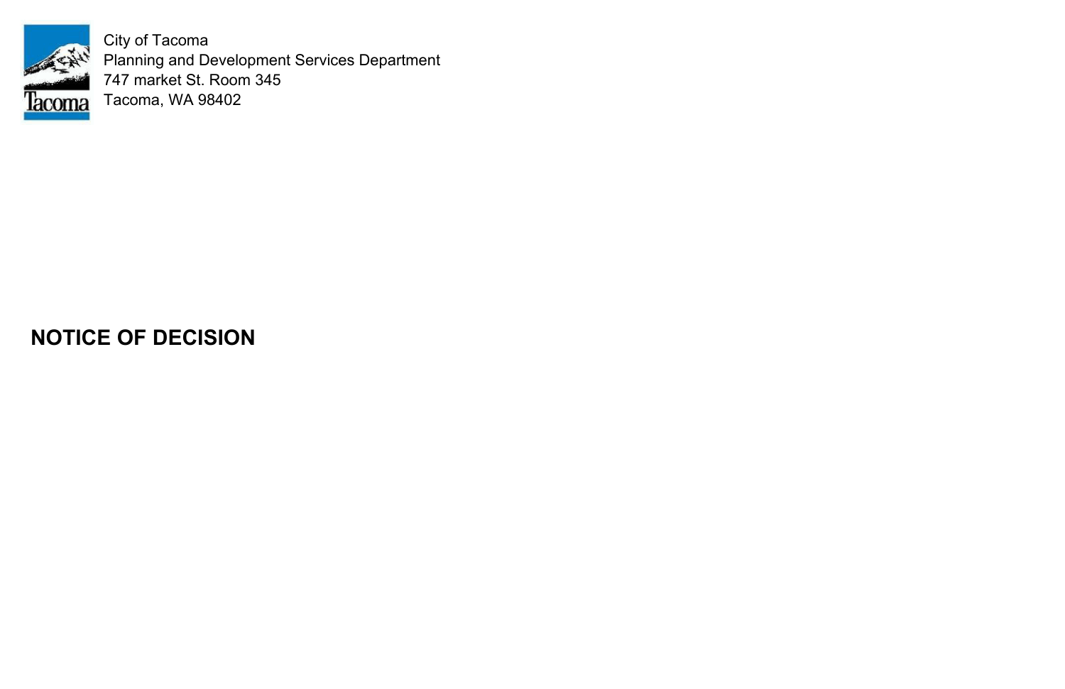City of Tacoma
Planning and Development Services Department
747 market St. Room 345
Tacoma, WA 98402

## NOTICE OF DECISION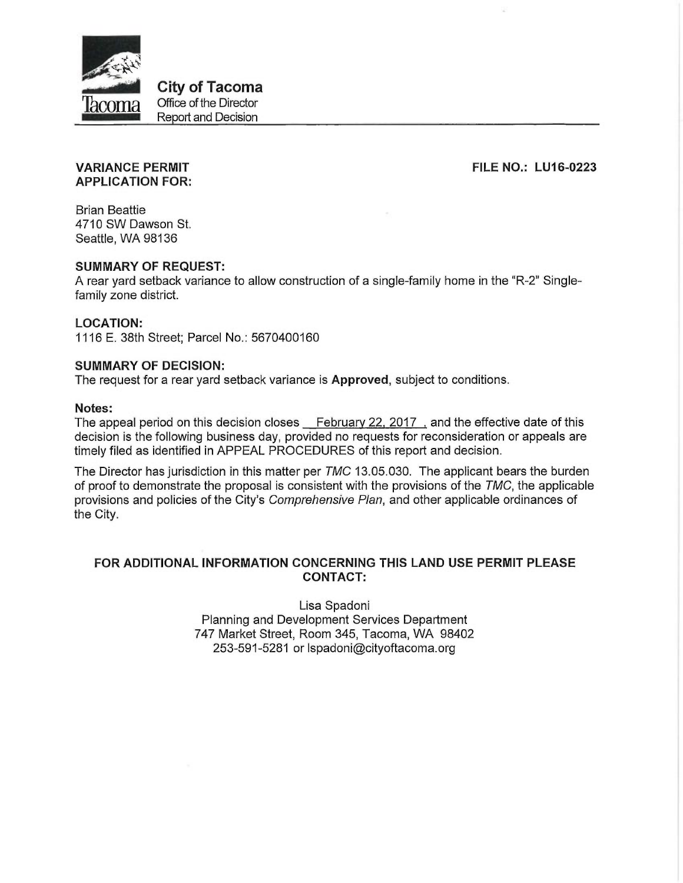**City of Tacoma**
Office of the Director
Report and Decision

**VARIANCE PERMIT APPLICATION FOR:**

**FILE NO.: LU16-0223**

Brian Beattie
4710 SW Dawson St.
Seattle, WA 98136

**SUMMARY OF REQUEST:**
A rear yard setback variance to allow construction of a single-family home in the "R-2" Single-family zone district.

**LOCATION:**
1116 E. 38th Street; Parcel No.: 5670400160

**SUMMARY OF DECISION:**
The request for a rear yard setback variance is **Approved**, subject to conditions.

**Notes:**
The appeal period on this decision closes February 22, 2017, and the effective date of this decision is the following business day, provided no requests for reconsideration or appeals are timely filed as identified in APPEAL PROCEDURES of this report and decision.

The Director has jurisdiction in this matter per *TMC* 13.05.030. The applicant bears the burden of proof to demonstrate the proposal is consistent with the provisions of the *TMC*, the applicable provisions and policies of the City's *Comprehensive Plan*, and other applicable ordinances of the City.

**FOR ADDITIONAL INFORMATION CONCERNING THIS LAND USE PERMIT PLEASE CONTACT:**

Lisa Spadoni
Planning and Development Services Department
747 Market Street, Room 345, Tacoma, WA 98402
253-591-5281 or lspadoni@cityoftacoma.org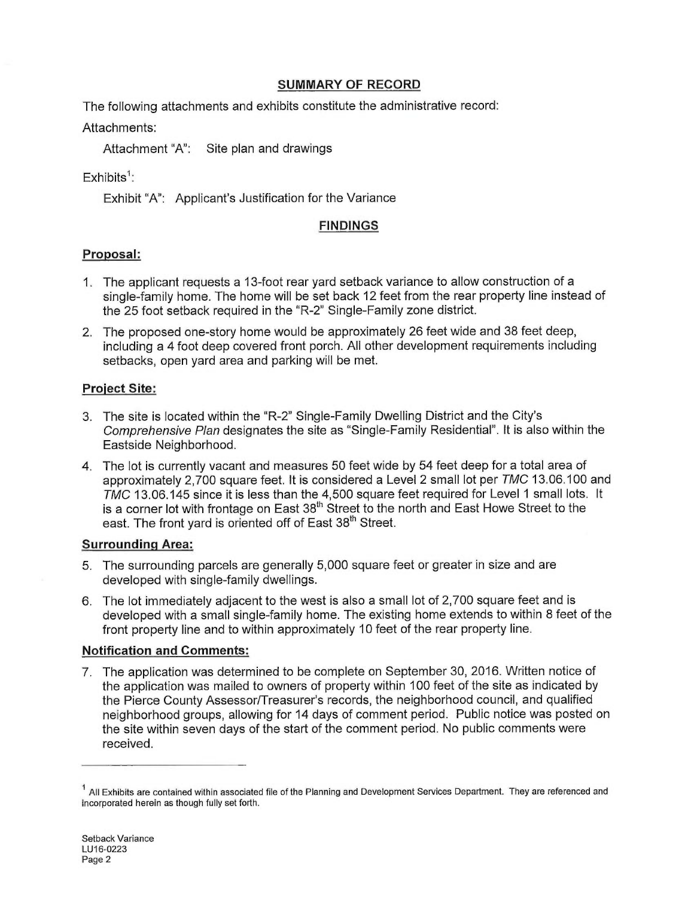## SUMMARY OF RECORD

The following attachments and exhibits constitute the administrative record:

Attachments:

Attachment "A": Site plan and drawings

Exhibits[1]:

Exhibit "A": Applicant's Justification for the Variance

## FINDINGS

### Proposal:

1. The applicant requests a 13-foot rear yard setback variance to allow construction of a single-family home. The home will be set back 12 feet from the rear property line instead of the 25 foot setback required in the "R-2" Single-Family zone district.
2. The proposed one-story home would be approximately 26 feet wide and 38 feet deep, including a 4 foot deep covered front porch. All other development requirements including setbacks, open yard area and parking will be met.

### Project Site:

3. The site is located within the "R-2" Single-Family Dwelling District and the City's *Comprehensive Plan* designates the site as "Single-Family Residential". It is also within the Eastside Neighborhood.
4. The lot is currently vacant and measures 50 feet wide by 54 feet deep for a total area of approximately 2,700 square feet. It is considered a Level 2 small lot per *TMC* 13.06.100 and *TMC* 13.06.145 since it is less than the 4,500 square feet required for Level 1 small lots. It is a corner lot with frontage on East 38th Street to the north and East Howe Street to the east. The front yard is oriented off of East 38th Street.

### Surrounding Area:

5. The surrounding parcels are generally 5,000 square feet or greater in size and are developed with single-family dwellings.
6. The lot immediately adjacent to the west is also a small lot of 2,700 square feet and is developed with a small single-family home. The existing home extends to within 8 feet of the front property line and to within approximately 10 feet of the rear property line.

### Notification and Comments:

7. The application was determined to be complete on September 30, 2016. Written notice of the application was mailed to owners of property within 100 feet of the site as indicated by the Pierce County Assessor/Treasurer's records, the neighborhood council, and qualified neighborhood groups, allowing for 14 days of comment period. Public notice was posted on the site within seven days of the start of the comment period. No public comments were received.

---

[1] All Exhibits are contained within associated file of the Planning and Development Services Department. They are referenced and incorporated herein as though fully set forth.

Setback Variance
LU16-0223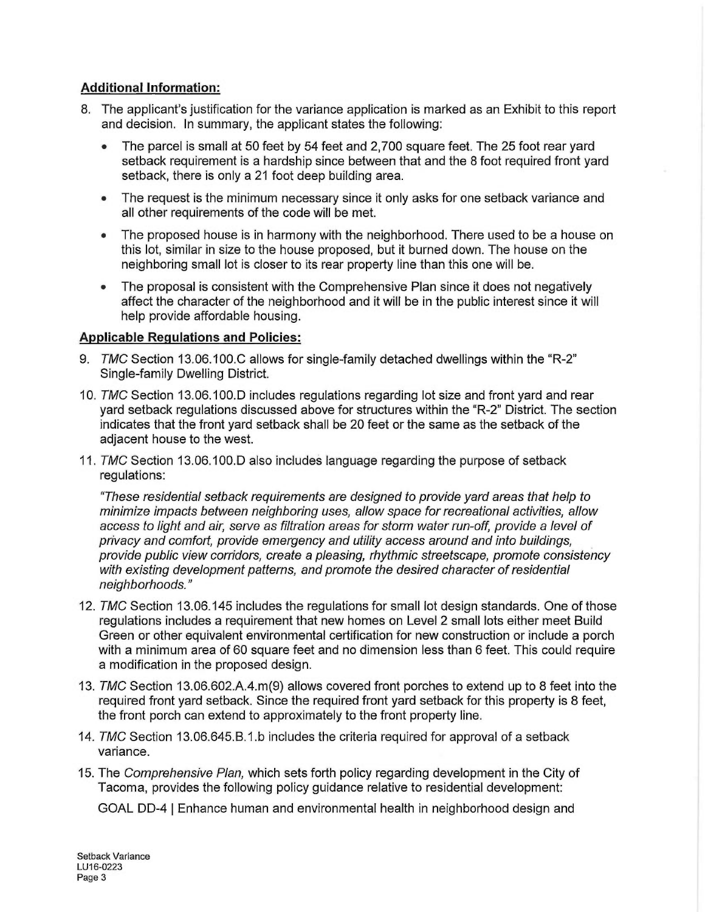**Additional Information:**

8. The applicant's justification for the variance application is marked as an Exhibit to this report and decision. In summary, the applicant states the following:

   - The parcel is small at 50 feet by 54 feet and 2,700 square feet. The 25 foot rear yard setback requirement is a hardship since between that and the 8 foot required front yard setback, there is only a 21 foot deep building area.
   - The request is the minimum necessary since it only asks for one setback variance and all other requirements of the code will be met.
   - The proposed house is in harmony with the neighborhood. There used to be a house on this lot, similar in size to the house proposed, but it burned down. The house on the neighboring small lot is closer to its rear property line than this one will be.
   - The proposal is consistent with the Comprehensive Plan since it does not negatively affect the character of the neighborhood and it will be in the public interest since it will help provide affordable housing.

**Applicable Regulations and Policies:**

9. *TMC* Section 13.06.100.C allows for single-family detached dwellings within the "R-2" Single-family Dwelling District.

10. *TMC* Section 13.06.100.D includes regulations regarding lot size and front yard and rear yard setback regulations discussed above for structures within the "R-2" District. The section indicates that the front yard setback shall be 20 feet or the same as the setback of the adjacent house to the west.

11. *TMC* Section 13.06.100.D also includes language regarding the purpose of setback regulations:

    *"These residential setback requirements are designed to provide yard areas that help to minimize impacts between neighboring uses, allow space for recreational activities, allow access to light and air, serve as filtration areas for storm water run-off, provide a level of privacy and comfort, provide emergency and utility access around and into buildings, provide public view corridors, create a pleasing, rhythmic streetscape, promote consistency with existing development patterns, and promote the desired character of residential neighborhoods."*

12. *TMC* Section 13.06.145 includes the regulations for small lot design standards. One of those regulations includes a requirement that new homes on Level 2 small lots either meet Build Green or other equivalent environmental certification for new construction or include a porch with a minimum area of 60 square feet and no dimension less than 6 feet. This could require a modification in the proposed design.

13. *TMC* Section 13.06.602.A.4.m(9) allows covered front porches to extend up to 8 feet into the required front yard setback. Since the required front yard setback for this property is 8 feet, the front porch can extend to approximately to the front property line.

14. *TMC* Section 13.06.645.B.1.b includes the criteria required for approval of a setback variance.

15. The *Comprehensive Plan,* which sets forth policy regarding development in the City of Tacoma, provides the following policy guidance relative to residential development:

    GOAL DD-4 | Enhance human and environmental health in neighborhood design and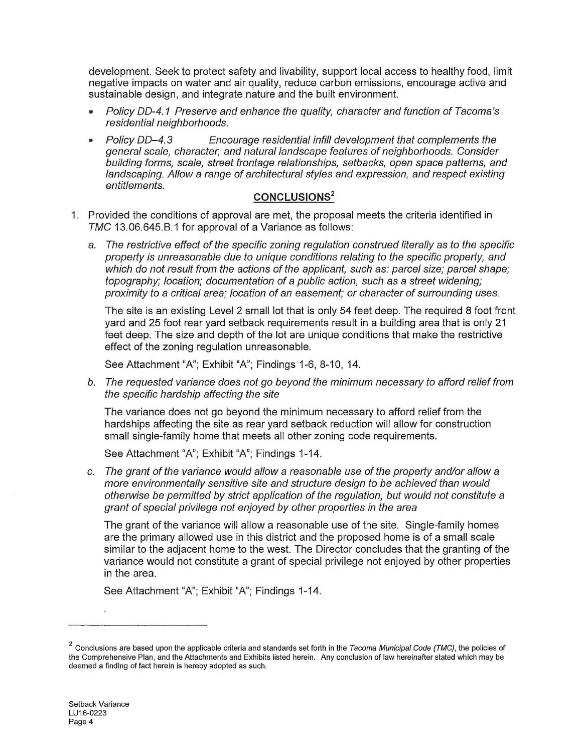development. Seek to protect safety and livability, support local access to healthy food, limit negative impacts on water and air quality, reduce carbon emissions, encourage active and sustainable design, and integrate nature and the built environment.

- *Policy DD-4.1 Preserve and enhance the quality, character and function of Tacoma's residential neighborhoods.*
- *Policy DD–4.3 Encourage residential infill development that complements the general scale, character, and natural landscape features of neighborhoods. Consider building forms, scale, street frontage relationships, setbacks, open space patterns, and landscaping. Allow a range of architectural styles and expression, and respect existing entitlements.*

## CONCLUSIONS[2]

1. Provided the conditions of approval are met, the proposal meets the criteria identified in *TMC* 13.06.645.B.1 for approval of a Variance as follows:

   a. *The restrictive effect of the specific zoning regulation construed literally as to the specific property is unreasonable due to unique conditions relating to the specific property, and which do not result from the actions of the applicant, such as: parcel size; parcel shape; topography; location; documentation of a public action, such as a street widening; proximity to a critical area; location of an easement; or character of surrounding uses.*

      The site is an existing Level 2 small lot that is only 54 feet deep. The required 8 foot front yard and 25 foot rear yard setback requirements result in a building area that is only 21 feet deep. The size and depth of the lot are unique conditions that make the restrictive effect of the zoning regulation unreasonable.

      See Attachment "A"; Exhibit "A"; Findings 1-6, 8-10, 14.

   b. *The requested variance does not go beyond the minimum necessary to afford relief from the specific hardship affecting the site*

      The variance does not go beyond the minimum necessary to afford relief from the hardships affecting the site as rear yard setback reduction will allow for construction small single-family home that meets all other zoning code requirements.

      See Attachment "A"; Exhibit "A"; Findings 1-14.

   c. *The grant of the variance would allow a reasonable use of the property and/or allow a more environmentally sensitive site and structure design to be achieved than would otherwise be permitted by strict application of the regulation, but would not constitute a grant of special privilege not enjoyed by other properties in the area*

      The grant of the variance will allow a reasonable use of the site. Single-family homes are the primary allowed use in this district and the proposed home is of a small scale similar to the adjacent home to the west. The Director concludes that the granting of the variance would not constitute a grant of special privilege not enjoyed by other properties in the area.

      See Attachment "A"; Exhibit "A"; Findings 1-14.

---

[2] Conclusions are based upon the applicable criteria and standards set forth in the *Tacoma Municipal Code (TMC)*, the policies of the Comprehensive Plan, and the Attachments and Exhibits listed herein. Any conclusion of law hereinafter stated which may be deemed a finding of fact herein is hereby adopted as such.

Setback Variance
LU16-0223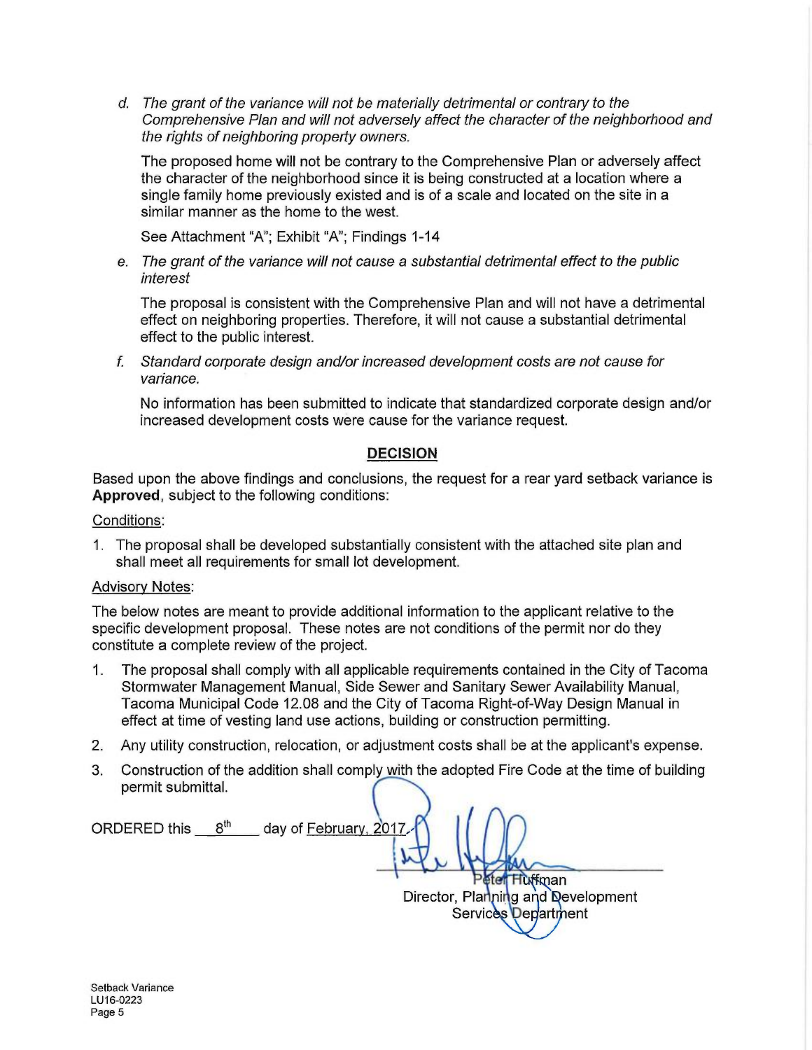d. *The grant of the variance will not be materially detrimental or contrary to the Comprehensive Plan and will not adversely affect the character of the neighborhood and the rights of neighboring property owners.*

   The proposed home will not be contrary to the Comprehensive Plan or adversely affect the character of the neighborhood since it is being constructed at a location where a single family home previously existed and is of a scale and located on the site in a similar manner as the home to the west.

   See Attachment "A"; Exhibit "A"; Findings 1-14

e. *The grant of the variance will not cause a substantial detrimental effect to the public interest*

   The proposal is consistent with the Comprehensive Plan and will not have a detrimental effect on neighboring properties. Therefore, it will not cause a substantial detrimental effect to the public interest.

f. *Standard corporate design and/or increased development costs are not cause for variance.*

   No information has been submitted to indicate that standardized corporate design and/or increased development costs were cause for the variance request.

## DECISION

Based upon the above findings and conclusions, the request for a rear yard setback variance is **Approved**, subject to the following conditions:

Conditions:

1. The proposal shall be developed substantially consistent with the attached site plan and shall meet all requirements for small lot development.

Advisory Notes:

The below notes are meant to provide additional information to the applicant relative to the specific development proposal. These notes are not conditions of the permit nor do they constitute a complete review of the project.

1. The proposal shall comply with all applicable requirements contained in the City of Tacoma Stormwater Management Manual, Side Sewer and Sanitary Sewer Availability Manual, Tacoma Municipal Code 12.08 and the City of Tacoma Right-of-Way Design Manual in effect at time of vesting land use actions, building or construction permitting.
2. Any utility construction, relocation, or adjustment costs shall be at the applicant's expense.
3. Construction of the addition shall comply with the adopted Fire Code at the time of building permit submittal.

ORDERED this 8th day of February, 2017.

Peter Huffman
Director, Planning and Development Services Department

Setback Variance
LU16-0223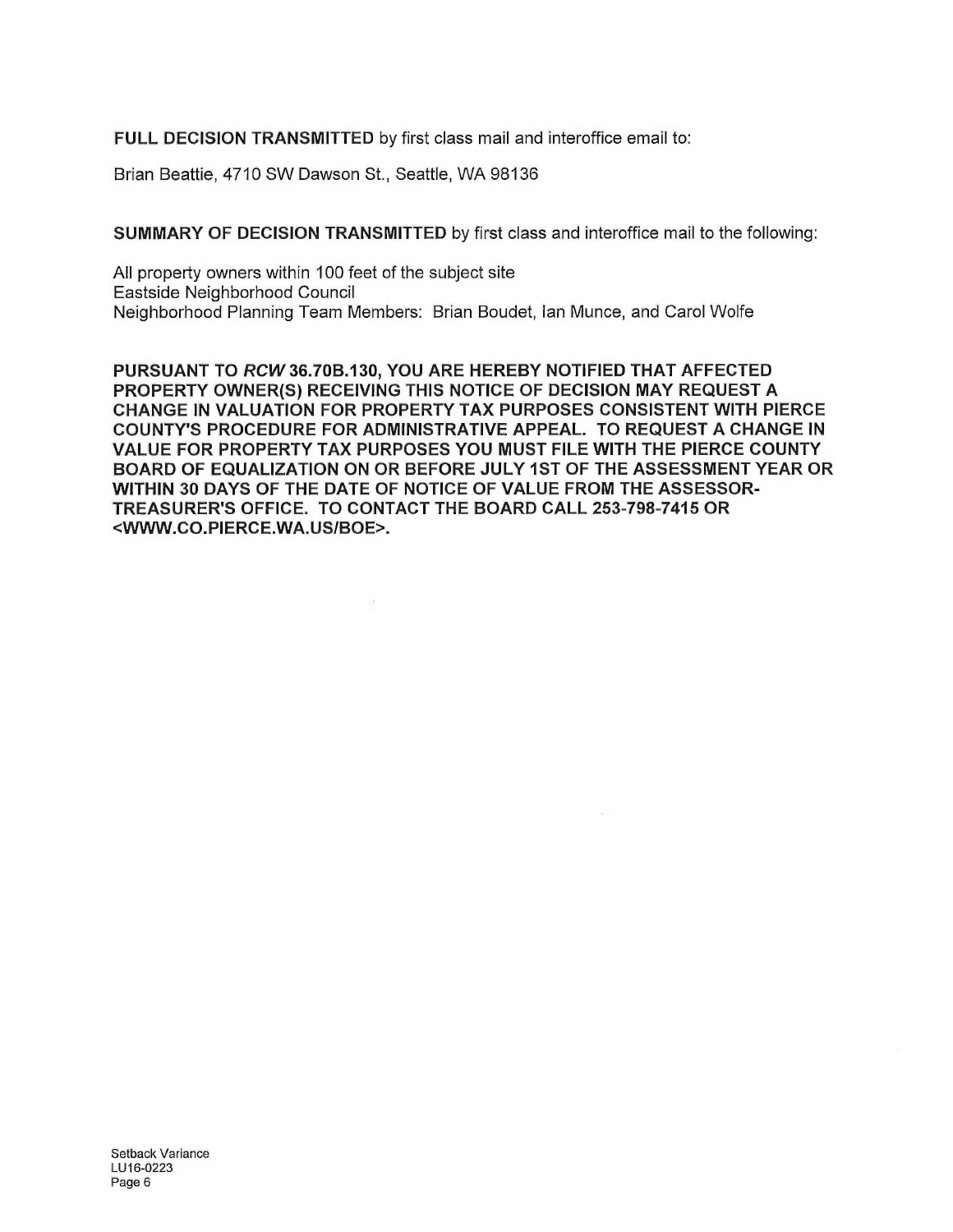**FULL DECISION TRANSMITTED** by first class mail and interoffice email to:

Brian Beattie, 4710 SW Dawson St., Seattle, WA 98136

**SUMMARY OF DECISION TRANSMITTED** by first class and interoffice mail to the following:

All property owners within 100 feet of the subject site
Eastside Neighborhood Council
Neighborhood Planning Team Members: Brian Boudet, Ian Munce, and Carol Wolfe

**PURSUANT TO *RCW* 36.70B.130, YOU ARE HEREBY NOTIFIED THAT AFFECTED PROPERTY OWNER(S) RECEIVING THIS NOTICE OF DECISION MAY REQUEST A CHANGE IN VALUATION FOR PROPERTY TAX PURPOSES CONSISTENT WITH PIERCE COUNTY'S PROCEDURE FOR ADMINISTRATIVE APPEAL. TO REQUEST A CHANGE IN VALUE FOR PROPERTY TAX PURPOSES YOU MUST FILE WITH THE PIERCE COUNTY BOARD OF EQUALIZATION ON OR BEFORE JULY 1ST OF THE ASSESSMENT YEAR OR WITHIN 30 DAYS OF THE DATE OF NOTICE OF VALUE FROM THE ASSESSOR-TREASURER'S OFFICE. TO CONTACT THE BOARD CALL 253-798-7415 OR <WWW.CO.PIERCE.WA.US/BOE>.**

Setback Variance
LU16-0223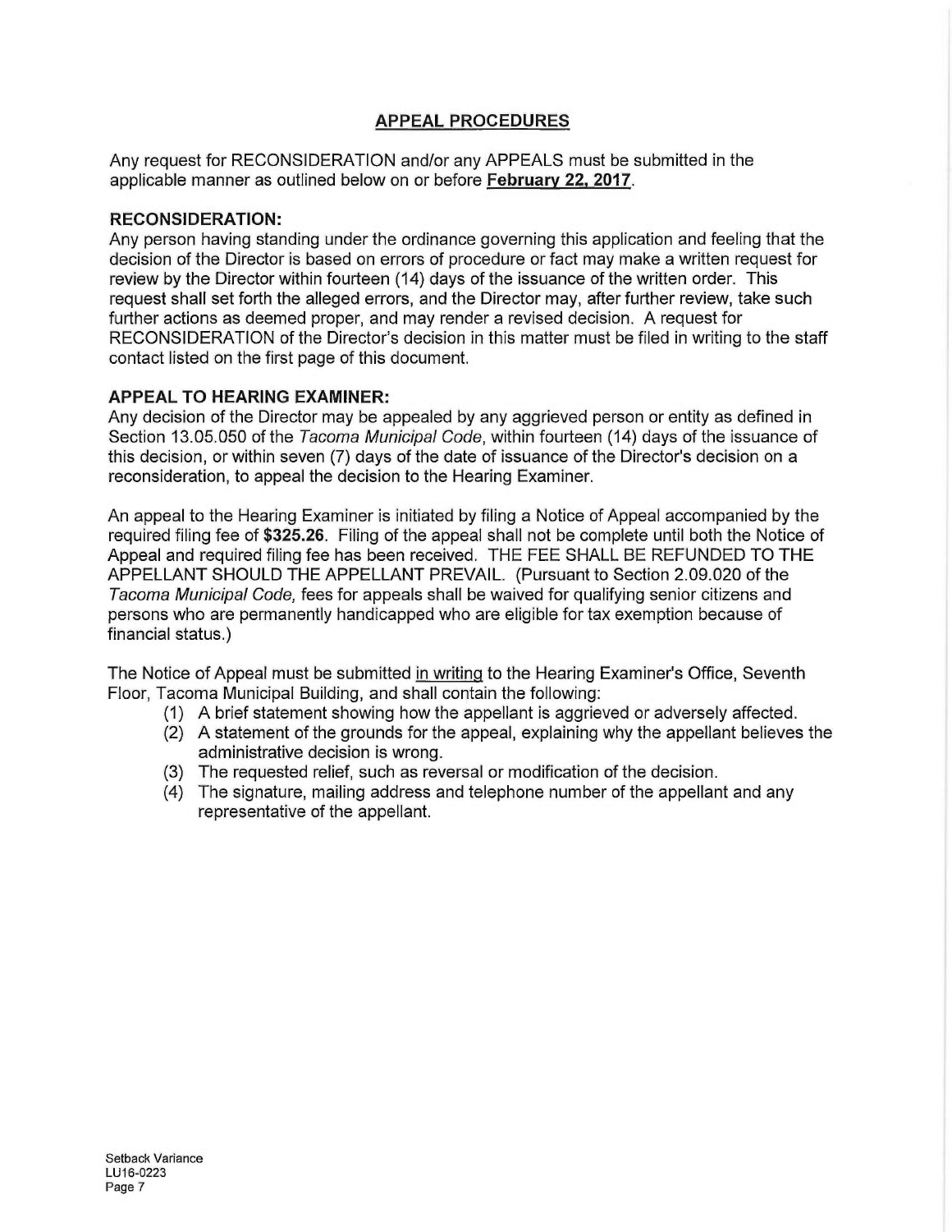## APPEAL PROCEDURES

Any request for RECONSIDERATION and/or any APPEALS must be submitted in the applicable manner as outlined below on or before **February 22, 2017**.

### RECONSIDERATION:

Any person having standing under the ordinance governing this application and feeling that the decision of the Director is based on errors of procedure or fact may make a written request for review by the Director within fourteen (14) days of the issuance of the written order. This request shall set forth the alleged errors, and the Director may, after further review, take such further actions as deemed proper, and may render a revised decision. A request for RECONSIDERATION of the Director's decision in this matter must be filed in writing to the staff contact listed on the first page of this document.

### APPEAL TO HEARING EXAMINER:

Any decision of the Director may be appealed by any aggrieved person or entity as defined in Section 13.05.050 of the *Tacoma Municipal Code*, within fourteen (14) days of the issuance of this decision, or within seven (7) days of the date of issuance of the Director's decision on a reconsideration, to appeal the decision to the Hearing Examiner.

An appeal to the Hearing Examiner is initiated by filing a Notice of Appeal accompanied by the required filing fee of **$325.26**. Filing of the appeal shall not be complete until both the Notice of Appeal and required filing fee has been received. THE FEE SHALL BE REFUNDED TO THE APPELLANT SHOULD THE APPELLANT PREVAIL. (Pursuant to Section 2.09.020 of the *Tacoma Municipal Code,* fees for appeals shall be waived for qualifying senior citizens and persons who are permanently handicapped who are eligible for tax exemption because of financial status.)

The Notice of Appeal must be submitted in writing to the Hearing Examiner's Office, Seventh Floor, Tacoma Municipal Building, and shall contain the following:

1. A brief statement showing how the appellant is aggrieved or adversely affected.
2. A statement of the grounds for the appeal, explaining why the appellant believes the administrative decision is wrong.
3. The requested relief, such as reversal or modification of the decision.
4. The signature, mailing address and telephone number of the appellant and any representative of the appellant.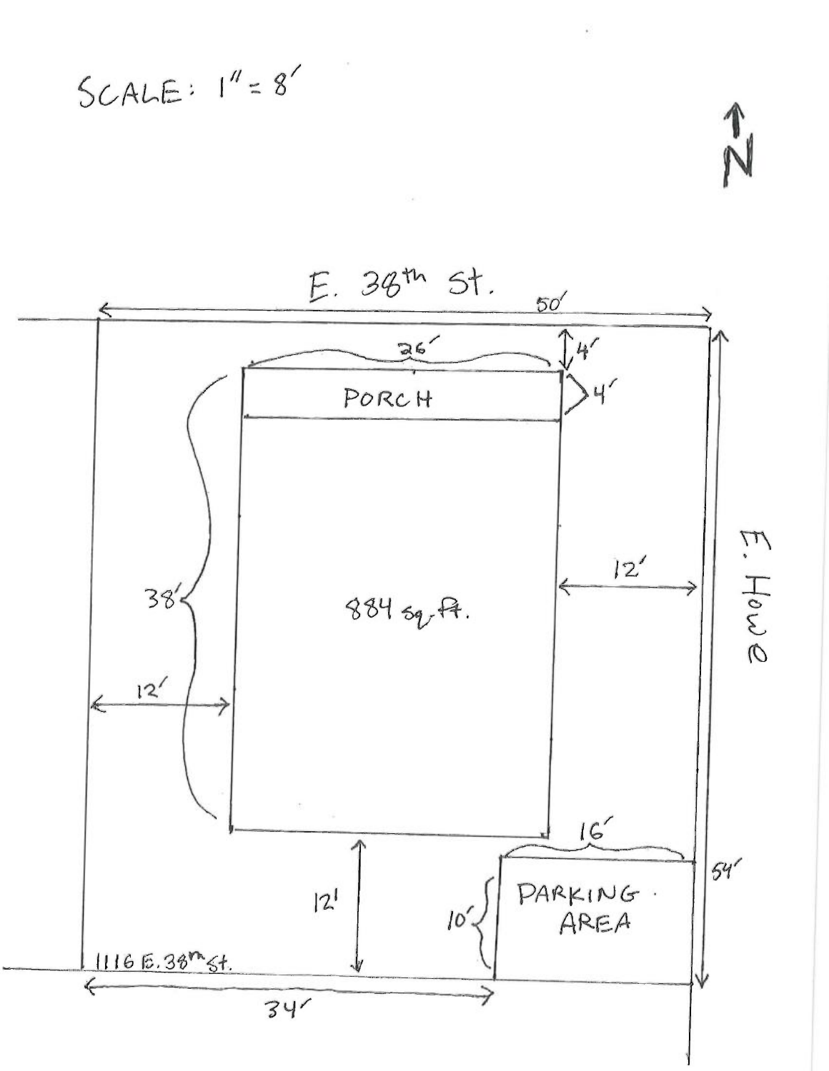SCALE: 1" = 8'

N

E. 38th St.

50'

26'

4'

4'

PORCH

38'

884 sq. ft.

12'

12'

E. Howe

16'

54'

12'

10'

PARKING AREA

1116 E. 38th St.

34'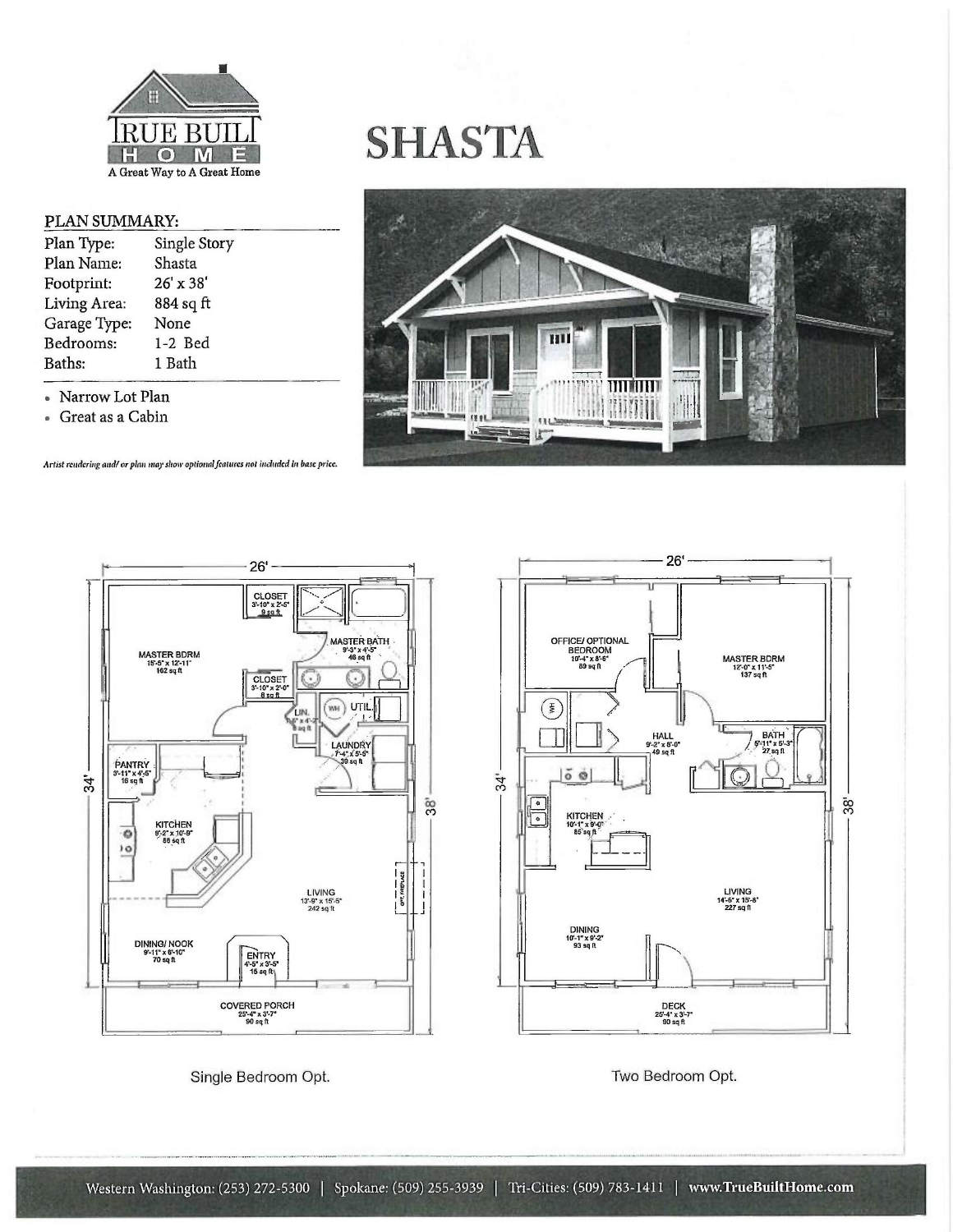TRUE BUILT HOME

A Great Way to A Great Home

# SHASTA

## PLAN SUMMARY:

| | |
|---|---|
| Plan Type: | Single Story |
| Plan Name: | Shasta |
| Footprint: | 26' x 38' |
| Living Area: | 884 sq ft |
| Garage Type: | None |
| Bedrooms: | 1-2 Bed |
| Baths: | 1 Bath |

- Narrow Lot Plan
- Great as a Cabin

*Artist rendering and/ or plan may show optional features not included in base price.*

26'

34'

38'

CLOSET 3'-10" x 2'-5" 9 sq ft

MASTER BDRM 15'-5" x 12'-11" 162 sq ft

MASTER BATH 9'-3" x 4'-5" 46 sq ft

CLOSET 3'-10" x 2'-0" 8 sq ft

LIN.

UTIL.

WH

LAUNDRY 7'-4" x 5'-5" 39 sq ft

PANTRY 3'-11" x 4'-5" 15 sq ft

KITCHEN 9'-2" x 10'-9" 88 sq ft

LIVING 13'-9" x 15'-5" 242 sq ft

OPT. FIREPLACE

DINING/ NOOK 9'-11" x 6'-10" 70 sq ft

ENTRY 4'-5" x 3'-5" 15 sq ft

COVERED PORCH 25'-4" x 3'-7" 90 sq ft

Single Bedroom Opt.

26'

34'

38'

OFFICE/ OPTIONAL BEDROOM 10'-4" x 8'-6" 89 sq ft

MASTER BDRM 12'-0" x 11'-5" 137 sq ft

WH

HALL 9'-2" x 6'-0" 49 sq ft

BATH 5'-11" x 5'-3" 27 sq ft

KITCHEN 10'-1" x 9'-0" 85 sq ft

LIVING 14'-6" x 15'-6" 227 sq ft

DINING 10'-1" x 9'-2" 93 sq ft

DECK 25'-4" x 3'-7" 90 sq ft

Two Bedroom Opt.

Western Washington: (253) 272-5300 | Spokane: (509) 255-3939 | Tri-Cities: (509) 783-1411 | www.TrueBuiltHome.com